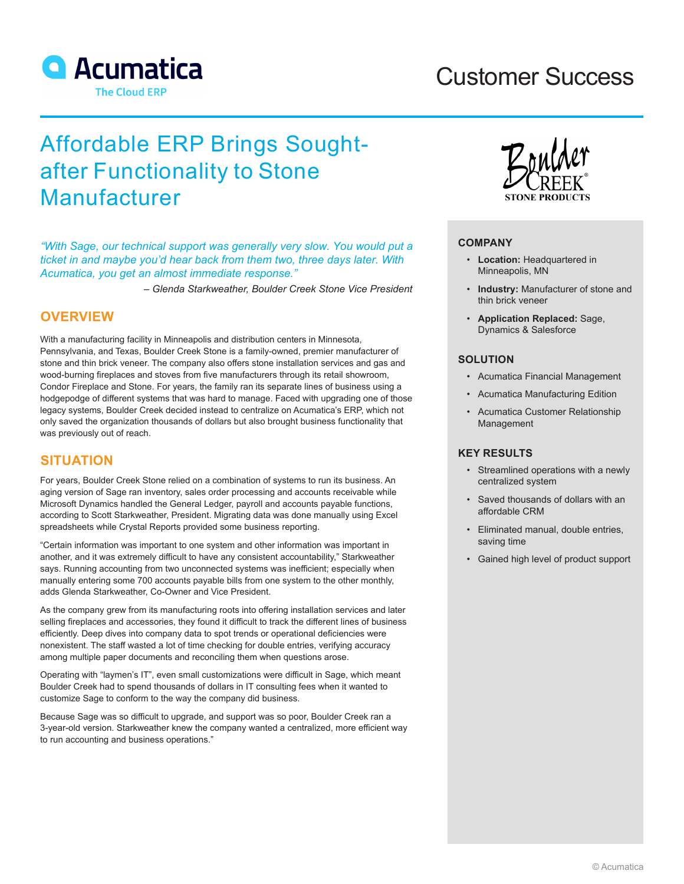Acumatica
The Cloud ERP

Customer Success

# Affordable ERP Brings Sought-after Functionality to Stone Manufacturer

*"With Sage, our technical support was generally very slow. You would put a ticket in and maybe you'd hear back from them two, three days later. With Acumatica, you get an almost immediate response."*

*– Glenda Starkweather, Boulder Creek Stone Vice President*

## OVERVIEW

With a manufacturing facility in Minneapolis and distribution centers in Minnesota, Pennsylvania, and Texas, Boulder Creek Stone is a family-owned, premier manufacturer of stone and thin brick veneer. The company also offers stone installation services and gas and wood-burning fireplaces and stoves from five manufacturers through its retail showroom, Condor Fireplace and Stone. For years, the family ran its separate lines of business using a hodgepodge of different systems that was hard to manage. Faced with upgrading one of those legacy systems, Boulder Creek decided instead to centralize on Acumatica's ERP, which not only saved the organization thousands of dollars but also brought business functionality that was previously out of reach.

## SITUATION

For years, Boulder Creek Stone relied on a combination of systems to run its business. An aging version of Sage ran inventory, sales order processing and accounts receivable while Microsoft Dynamics handled the General Ledger, payroll and accounts payable functions, according to Scott Starkweather, President. Migrating data was done manually using Excel spreadsheets while Crystal Reports provided some business reporting.

"Certain information was important to one system and other information was important in another, and it was extremely difficult to have any consistent accountability," Starkweather says. Running accounting from two unconnected systems was inefficient; especially when manually entering some 700 accounts payable bills from one system to the other monthly, adds Glenda Starkweather, Co-Owner and Vice President.

As the company grew from its manufacturing roots into offering installation services and later selling fireplaces and accessories, they found it difficult to track the different lines of business efficiently. Deep dives into company data to spot trends or operational deficiencies were nonexistent. The staff wasted a lot of time checking for double entries, verifying accuracy among multiple paper documents and reconciling them when questions arose.

Operating with "laymen's IT", even small customizations were difficult in Sage, which meant Boulder Creek had to spend thousands of dollars in IT consulting fees when it wanted to customize Sage to conform to the way the company did business.

Because Sage was so difficult to upgrade, and support was so poor, Boulder Creek ran a 3-year-old version. Starkweather knew the company wanted a centralized, more efficient way to run accounting and business operations."

Boulder Creek Stone Products

### COMPANY

- **Location:** Headquartered in Minneapolis, MN
- **Industry:** Manufacturer of stone and thin brick veneer
- **Application Replaced:** Sage, Dynamics & Salesforce

### SOLUTION

- Acumatica Financial Management
- Acumatica Manufacturing Edition
- Acumatica Customer Relationship Management

### KEY RESULTS

- Streamlined operations with a newly centralized system
- Saved thousands of dollars with an affordable CRM
- Eliminated manual, double entries, saving time
- Gained high level of product support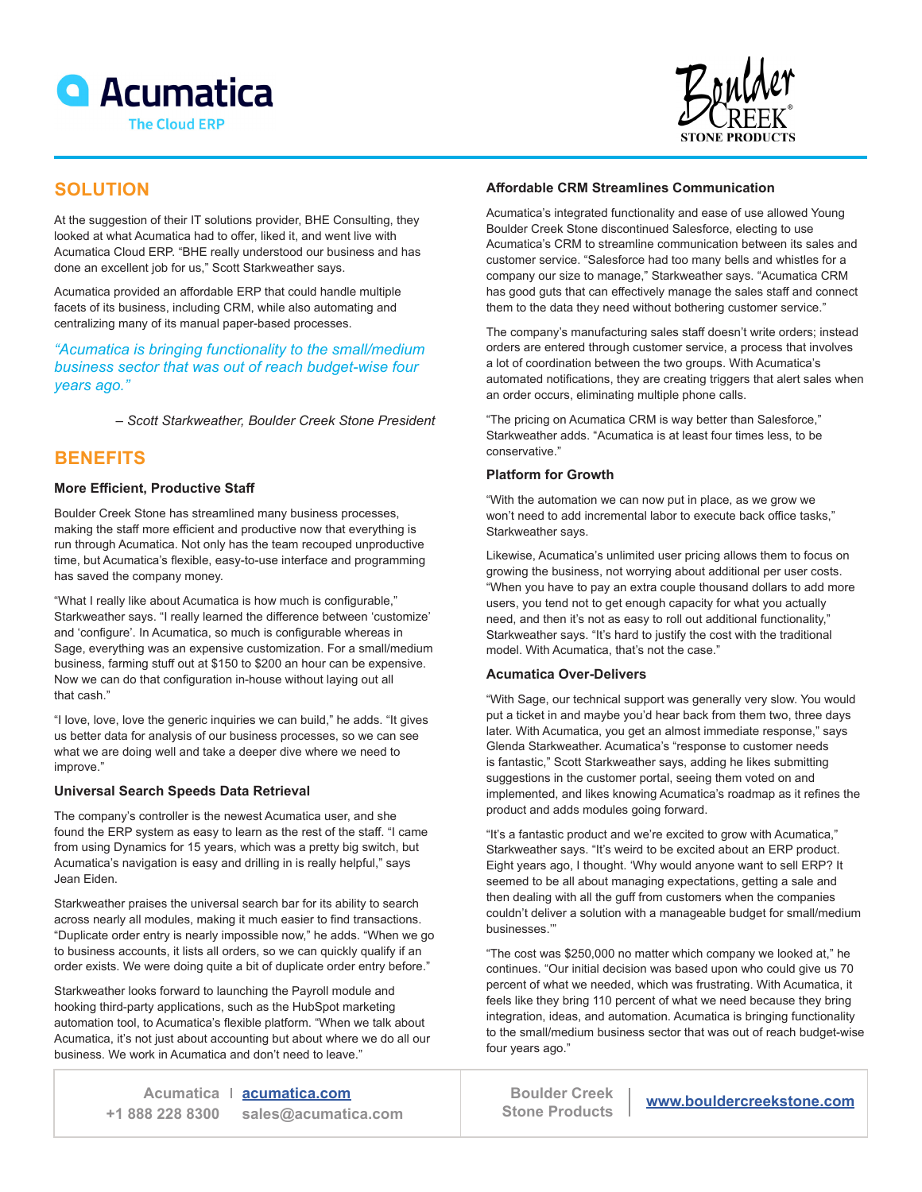## SOLUTION

At the suggestion of their IT solutions provider, BHE Consulting, they looked at what Acumatica had to offer, liked it, and went live with Acumatica Cloud ERP. "BHE really understood our business and has done an excellent job for us," Scott Starkweather says.

Acumatica provided an affordable ERP that could handle multiple facets of its business, including CRM, while also automating and centralizing many of its manual paper-based processes.

*"Acumatica is bringing functionality to the small/medium business sector that was out of reach budget-wise four years ago."*

*– Scott Starkweather, Boulder Creek Stone President*

## BENEFITS

### More Efficient, Productive Staff

Boulder Creek Stone has streamlined many business processes, making the staff more efficient and productive now that everything is run through Acumatica. Not only has the team recouped unproductive time, but Acumatica's flexible, easy-to-use interface and programming has saved the company money.

"What I really like about Acumatica is how much is configurable," Starkweather says. "I really learned the difference between 'customize' and 'configure'. In Acumatica, so much is configurable whereas in Sage, everything was an expensive customization. For a small/medium business, farming stuff out at $150 to $200 an hour can be expensive. Now we can do that configuration in-house without laying out all that cash."

"I love, love, love the generic inquiries we can build," he adds. "It gives us better data for analysis of our business processes, so we can see what we are doing well and take a deeper dive where we need to improve."

### Universal Search Speeds Data Retrieval

The company's controller is the newest Acumatica user, and she found the ERP system as easy to learn as the rest of the staff. "I came from using Dynamics for 15 years, which was a pretty big switch, but Acumatica's navigation is easy and drilling in is really helpful," says Jean Eiden.

Starkweather praises the universal search bar for its ability to search across nearly all modules, making it much easier to find transactions. "Duplicate order entry is nearly impossible now," he adds. "When we go to business accounts, it lists all orders, so we can quickly qualify if an order exists. We were doing quite a bit of duplicate order entry before."

Starkweather looks forward to launching the Payroll module and hooking third-party applications, such as the HubSpot marketing automation tool, to Acumatica's flexible platform. "When we talk about Acumatica, it's not just about accounting but about where we do all our business. We work in Acumatica and don't need to leave."

### Affordable CRM Streamlines Communication

Acumatica's integrated functionality and ease of use allowed Young Boulder Creek Stone discontinued Salesforce, electing to use Acumatica's CRM to streamline communication between its sales and customer service. "Salesforce had too many bells and whistles for a company our size to manage," Starkweather says. "Acumatica CRM has good guts that can effectively manage the sales staff and connect them to the data they need without bothering customer service."

The company's manufacturing sales staff doesn't write orders; instead orders are entered through customer service, a process that involves a lot of coordination between the two groups. With Acumatica's automated notifications, they are creating triggers that alert sales when an order occurs, eliminating multiple phone calls.

"The pricing on Acumatica CRM is way better than Salesforce," Starkweather adds. "Acumatica is at least four times less, to be conservative."

### Platform for Growth

"With the automation we can now put in place, as we grow we won't need to add incremental labor to execute back office tasks," Starkweather says.

Likewise, Acumatica's unlimited user pricing allows them to focus on growing the business, not worrying about additional per user costs. "When you have to pay an extra couple thousand dollars to add more users, you tend not to get enough capacity for what you actually need, and then it's not as easy to roll out additional functionality," Starkweather says. "It's hard to justify the cost with the traditional model. With Acumatica, that's not the case."

### Acumatica Over-Delivers

"With Sage, our technical support was generally very slow. You would put a ticket in and maybe you'd hear back from them two, three days later. With Acumatica, you get an almost immediate response," says Glenda Starkweather. Acumatica's "response to customer needs is fantastic," Scott Starkweather says, adding he likes submitting suggestions in the customer portal, seeing them voted on and implemented, and likes knowing Acumatica's roadmap as it refines the product and adds modules going forward.

"It's a fantastic product and we're excited to grow with Acumatica," Starkweather says. "It's weird to be excited about an ERP product. Eight years ago, I thought. 'Why would anyone want to sell ERP? It seemed to be all about managing expectations, getting a sale and then dealing with all the guff from customers when the companies couldn't deliver a solution with a manageable budget for small/medium businesses.'"

"The cost was $250,000 no matter which company we looked at," he continues. "Our initial decision was based upon who could give us 70 percent of what we needed, which was frustrating. With Acumatica, it feels like they bring 110 percent of what we need because they bring integration, ideas, and automation. Acumatica is bringing functionality to the small/medium business sector that was out of reach budget-wise four years ago."

Acumatica | acumatica.com
+1 888 228 8300 sales@acumatica.com

Boulder Creek Stone Products | www.bouldercreekstone.com